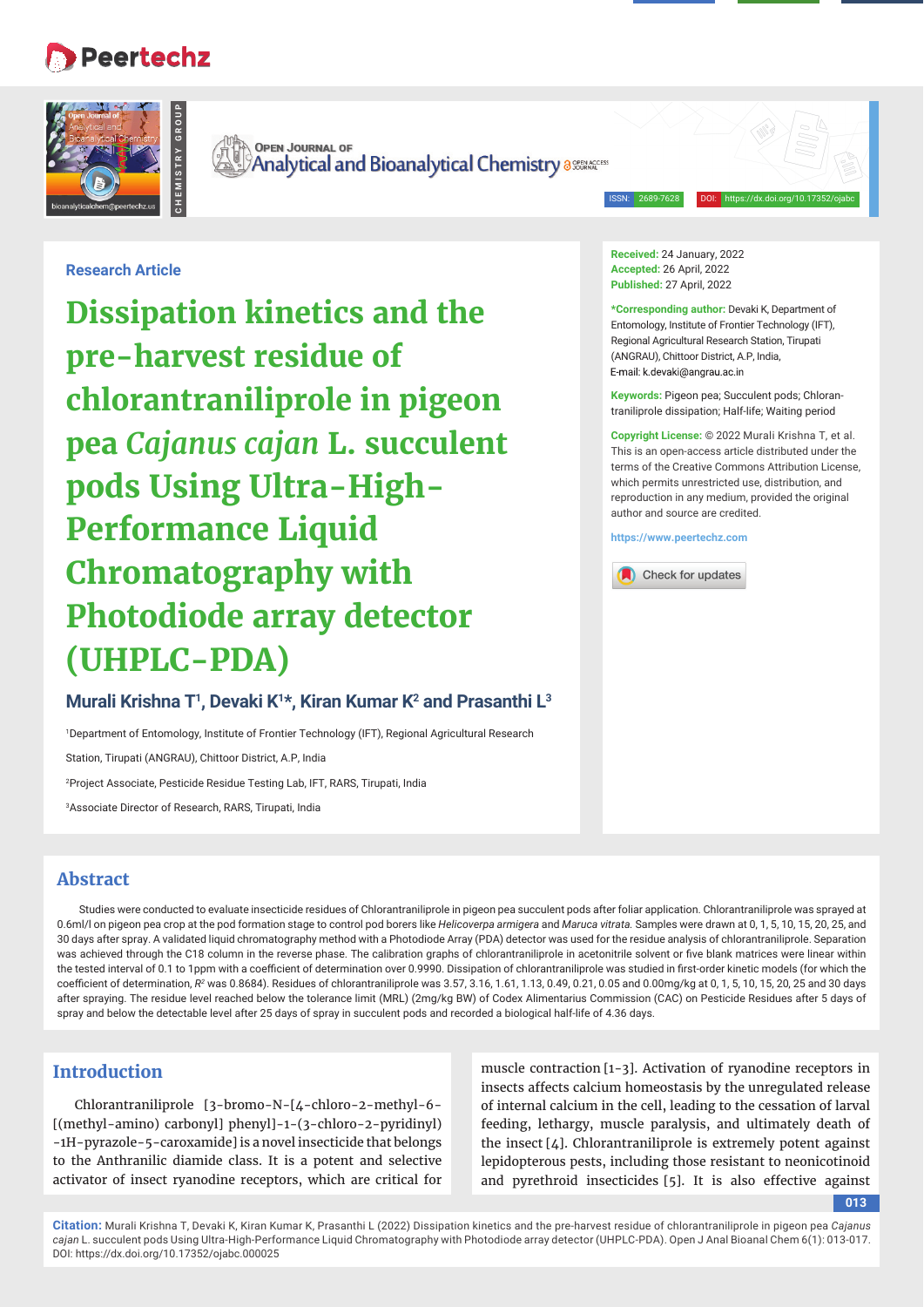Research Article

# Dissipation kinetics and the pre-harvest residue of chlorantraniliprole in pigeon pea *Cajanus cajan* L. succulent pods Using Ultra-High-Performance Liquid Chromatography with Photodiode array detector (UHPLC-PDA)

**Murali Krishna T[1], Devaki K[1]*, Kiran Kumar K[2] and Prasanthi L[3]**

[1]Department of Entomology, Institute of Frontier Technology (IFT), Regional Agricultural Research Station, Tirupati (ANGRAU), Chittoor District, A.P, India

[2]Project Associate, Pesticide Residue Testing Lab, IFT, RARS, Tirupati, India

[3]Associate Director of Research, RARS, Tirupati, India

**Received:** 24 January, 2022
**Accepted:** 26 April, 2022
**Published:** 27 April, 2022

***Corresponding author:** Devaki K, Department of Entomology, Institute of Frontier Technology (IFT), Regional Agricultural Research Station, Tirupati (ANGRAU), Chittoor District, A.P, India,
E-mail: k.devaki@angrau.ac.in

**Keywords:** Pigeon pea; Succulent pods; Chlorantraniliprole dissipation; Half-life; Waiting period

**Copyright License:** © 2022 Murali Krishna T, et al. This is an open-access article distributed under the terms of the Creative Commons Attribution License, which permits unrestricted use, distribution, and reproduction in any medium, provided the original author and source are credited.

https://www.peertechz.com

## Abstract

Studies were conducted to evaluate insecticide residues of Chlorantraniliprole in pigeon pea succulent pods after foliar application. Chlorantraniliprole was sprayed at 0.6ml/l on pigeon pea crop at the pod formation stage to control pod borers like *Helicoverpa armigera* and *Maruca vitrata.* Samples were drawn at 0, 1, 5, 10, 15, 20, 25, and 30 days after spray. A validated liquid chromatography method with a Photodiode Array (PDA) detector was used for the residue analysis of chlorantraniliprole. Separation was achieved through the C18 column in the reverse phase. The calibration graphs of chlorantraniliprole in acetonitrile solvent or five blank matrices were linear within the tested interval of 0.1 to 1ppm with a coefficient of determination over 0.9990. Dissipation of chlorantraniliprole was studied in first-order kinetic models (for which the coefficient of determination, $R^2$ was 0.8684). Residues of chlorantraniliprole was 3.57, 3.16, 1.61, 1.13, 0.49, 0.21, 0.05 and 0.00mg/kg at 0, 1, 5, 10, 15, 20, 25 and 30 days after spraying. The residue level reached below the tolerance limit (MRL) (2mg/kg BW) of Codex Alimentarius Commission (CAC) on Pesticide Residues after 5 days of spray and below the detectable level after 25 days of spray in succulent pods and recorded a biological half-life of 4.36 days.

## Introduction

Chlorantraniliprole [3-bromo-N-[4-chloro-2-methyl-6-[(methyl-amino) carbonyl] phenyl]-1-(3-chloro-2-pyridinyl) -1H-pyrazole-5-caroxamide] is a novel insecticide that belongs to the Anthranilic diamide class. It is a potent and selective activator of insect ryanodine receptors, which are critical for muscle contraction [1-3]. Activation of ryanodine receptors in insects affects calcium homeostasis by the unregulated release of internal calcium in the cell, leading to the cessation of larval feeding, lethargy, muscle paralysis, and ultimately death of the insect [4]. Chlorantraniliprole is extremely potent against lepidopterous pests, including those resistant to neonicotinoid and pyrethroid insecticides [5]. It is also effective against

**Citation:** Murali Krishna T, Devaki K, Kiran Kumar K, Prasanthi L (2022) Dissipation kinetics and the pre-harvest residue of chlorantraniliprole in pigeon pea *Cajanus cajan* L. succulent pods Using Ultra-High-Performance Liquid Chromatography with Photodiode array detector (UHPLC-PDA). Open J Anal Bioanal Chem 6(1): 013-017. DOI: https://dx.doi.org/10.17352/ojabc.000025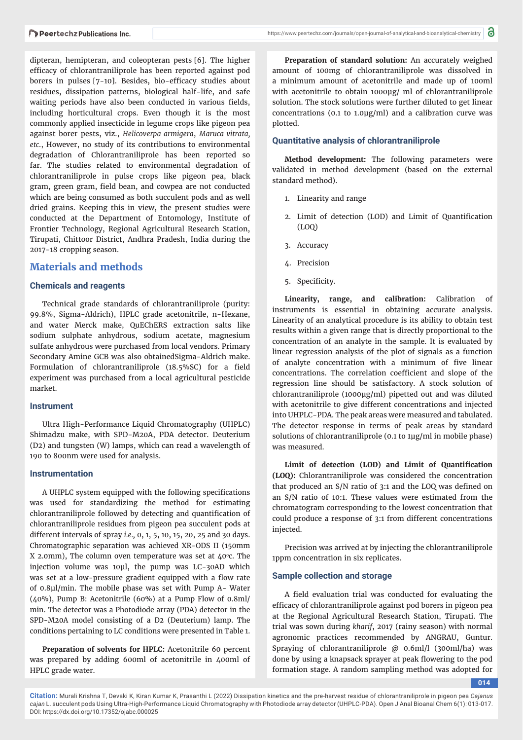dipteran, hemipteran, and coleopteran pests [6]. The higher efficacy of chlorantraniliprole has been reported against pod borers in pulses [7-10]. Besides, bio-efficacy studies about residues, dissipation patterns, biological half-life, and safe waiting periods have also been conducted in various fields, including horticultural crops. Even though it is the most commonly applied insecticide in legume crops like pigeon pea against borer pests, viz., *Helicoverpa armigera*, *Maruca vitrata*, *etc*., However, no study of its contributions to environmental degradation of Chlorantraniliprole has been reported so far. The studies related to environmental degradation of chlorantraniliprole in pulse crops like pigeon pea, black gram, green gram, field bean, and cowpea are not conducted which are being consumed as both succulent pods and as well dried grains. Keeping this in view, the present studies were conducted at the Department of Entomology, Institute of Frontier Technology, Regional Agricultural Research Station, Tirupati, Chittoor District, Andhra Pradesh, India during the 2017-18 cropping season.

# Materials and methods

## Chemicals and reagents

Technical grade standards of chlorantraniliprole (purity: 99.8%, Sigma-Aldrich), HPLC grade acetonitrile, n-Hexane, and water Merck make, QuEChERS extraction salts like sodium sulphate anhydrous, sodium acetate, magnesium sulfate anhydrous were purchased from local vendors. Primary Secondary Amine GCB was also obtainedSigma-Aldrich make. Formulation of chlorantraniliprole (18.5%SC) for a field experiment was purchased from a local agricultural pesticide market.

## Instrument

Ultra High-Performance Liquid Chromatography (UHPLC) Shimadzu make, with SPD-M20A, PDA detector. Deuterium (D2) and tungsten (W) lamps, which can read a wavelength of 190 to 800nm were used for analysis.

## Instrumentation

A UHPLC system equipped with the following specifications was used for standardizing the method for estimating chlorantraniliprole followed by detecting and quantification of chlorantraniliprole residues from pigeon pea succulent pods at different intervals of spray *i.e.,* 0, 1, 5, 10, 15, 20, 25 and 30 days. Chromatographic separation was achieved XR-ODS II (150mm X 2.0mm), The column oven temperature was set at 40°c. The injection volume was 10µl, the pump was LC-30AD which was set at a low-pressure gradient equipped with a flow rate of 0.8µl/min. The mobile phase was set with Pump A- Water (40%), Pump B: Acetonitrile (60%) at a Pump Flow of 0.8ml/min. The detector was a Photodiode array (PDA) detector in the SPD-M20A model consisting of a D2 (Deuterium) lamp. The conditions pertaining to LC conditions were presented in Table 1.

**Preparation of solvents for HPLC:** Acetonitrile 60 percent was prepared by adding 600ml of acetonitrile in 400ml of HPLC grade water.

**Preparation of standard solution:** An accurately weighed amount of 100mg of chlorantraniliprole was dissolved in a minimum amount of acetonitrile and made up of 100ml with acetonitrile to obtain 1000µg/ ml of chlorantraniliprole solution. The stock solutions were further diluted to get linear concentrations (0.1 to 1.0µg/ml) and a calibration curve was plotted.

## Quantitative analysis of chlorantraniliprole

**Method development:** The following parameters were validated in method development (based on the external standard method).

1. Linearity and range
2. Limit of detection (LOD) and Limit of Quantification (LOQ)
3. Accuracy
4. Precision
5. Specificity.

**Linearity, range, and calibration:** Calibration of instruments is essential in obtaining accurate analysis. Linearity of an analytical procedure is its ability to obtain test results within a given range that is directly proportional to the concentration of an analyte in the sample. It is evaluated by linear regression analysis of the plot of signals as a function of analyte concentration with a minimum of five linear concentrations. The correlation coefficient and slope of the regression line should be satisfactory. A stock solution of chlorantraniliprole (1000µg/ml) pipetted out and was diluted with acetonitrile to give different concentrations and injected into UHPLC-PDA. The peak areas were measured and tabulated. The detector response in terms of peak areas by standard solutions of chlorantraniliprole (0.1 to 1µg/ml in mobile phase) was measured.

**Limit of detection (LOD) and Limit of Quantification (LOQ):** Chlorantraniliprole was considered the concentration that produced an S/N ratio of 3:1 and the LOQ was defined on an S/N ratio of 10:1. These values were estimated from the chromatogram corresponding to the lowest concentration that could produce a response of 3:1 from different concentrations injected.

Precision was arrived at by injecting the chlorantraniliprole 1ppm concentration in six replicates.

## Sample collection and storage

A field evaluation trial was conducted for evaluating the efficacy of chlorantraniliprole against pod borers in pigeon pea at the Regional Agricultural Research Station, Tirupati. The trial was sown during *kharif*, 2017 (rainy season) with normal agronomic practices recommended by ANGRAU, Guntur. Spraying of chlorantraniliprole @ 0.6ml/l (300ml/ha) was done by using a knapsack sprayer at peak flowering to the pod formation stage. A random sampling method was adopted for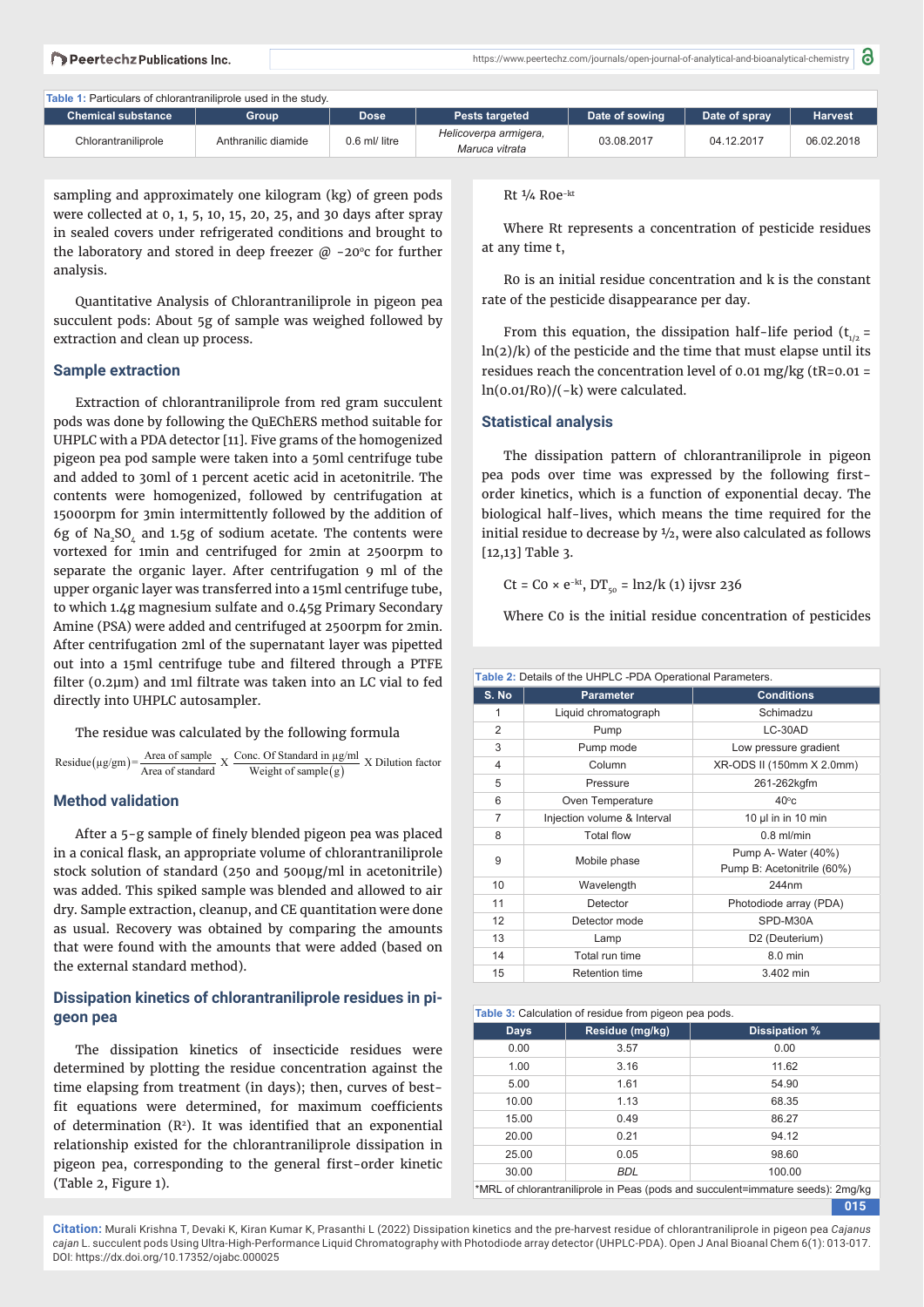Table 1: Particulars of chlorantraniliprole used in the study.

| Chemical substance | Group | Dose | Pests targeted | Date of sowing | Date of spray | Harvest |
|---|---|---|---|---|---|---|
| Chlorantraniliprole | Anthranilic diamide | 0.6 ml/ litre | *Helicoverpa armigera, Maruca vitrata* | 03.08.2017 | 04.12.2017 | 06.02.2018 |

sampling and approximately one kilogram (kg) of green pods were collected at 0, 1, 5, 10, 15, 20, 25, and 30 days after spray in sealed covers under refrigerated conditions and brought to the laboratory and stored in deep freezer @ -20°c for further analysis.

Quantitative Analysis of Chlorantraniliprole in pigeon pea succulent pods: About 5g of sample was weighed followed by extraction and clean up process.

## Sample extraction

Extraction of chlorantraniliprole from red gram succulent pods was done by following the QuEChERS method suitable for UHPLC with a PDA detector [11]. Five grams of the homogenized pigeon pea pod sample were taken into a 50ml centrifuge tube and added to 30ml of 1 percent acetic acid in acetonitrile. The contents were homogenized, followed by centrifugation at 15000rpm for 3min intermittently followed by the addition of 6g of $Na_2SO_4$ and 1.5g of sodium acetate. The contents were vortexed for 1min and centrifuged for 2min at 2500rpm to separate the organic layer. After centrifugation 9 ml of the upper organic layer was transferred into a 15ml centrifuge tube, to which 1.4g magnesium sulfate and 0.45g Primary Secondary Amine (PSA) were added and centrifuged at 2500rpm for 2min. After centrifugation 2ml of the supernatant layer was pipetted out into a 15ml centrifuge tube and filtered through a PTFE filter (0.2µm) and 1ml filtrate was taken into an LC vial to fed directly into UHPLC autosampler.

The residue was calculated by the following formula

$$\text{Residue}(\mu g/gm) = \frac{\text{Area of sample}}{\text{Area of standard}} \times \frac{\text{Conc. Of Standard in } \mu g/ml}{\text{Weight of sample}(g)} \times \text{Dilution factor}$$

## Method validation

After a 5-g sample of finely blended pigeon pea was placed in a conical flask, an appropriate volume of chlorantraniliprole stock solution of standard (250 and 500µg/ml in acetonitrile) was added. This spiked sample was blended and allowed to air dry. Sample extraction, cleanup, and CE quantitation were done as usual. Recovery was obtained by comparing the amounts that were found with the amounts that were added (based on the external standard method).

## Dissipation kinetics of chlorantraniliprole residues in pigeon pea

The dissipation kinetics of insecticide residues were determined by plotting the residue concentration against the time elapsing from treatment (in days); then, curves of best-fit equations were determined, for maximum coefficients of determination ($R^2$). It was identified that an exponential relationship existed for the chlorantraniliprole dissipation in pigeon pea, corresponding to the general first-order kinetic (Table 2, Figure 1).

Rt ¼ R0e$^{-kt}$

Where Rt represents a concentration of pesticide residues at any time t,

R0 is an initial residue concentration and k is the constant rate of the pesticide disappearance per day.

From this equation, the dissipation half-life period ($t_{1/2}$ = ln(2)/k) of the pesticide and the time that must elapse until its residues reach the concentration level of 0.01 mg/kg (tR=0.01 = ln(0.01/R0)/(-k) were calculated.

## Statistical analysis

The dissipation pattern of chlorantraniliprole in pigeon pea pods over time was expressed by the following first-order kinetics, which is a function of exponential decay. The biological half-lives, which means the time required for the initial residue to decrease by ½, were also calculated as follows [12,13] Table 3.

$C_t = C_0 \times e^{-kt}$, $DT_{50} = \ln 2/k$ (1) ijvsr 236

Where C0 is the initial residue concentration of pesticides

Table 2: Details of the UHPLC -PDA Operational Parameters.

| S. No | Parameter | Conditions |
|---|---|---|
| 1 | Liquid chromatograph | Schimadzu |
| 2 | Pump | LC-30AD |
| 3 | Pump mode | Low pressure gradient |
| 4 | Column | XR-ODS II (150mm X 2.0mm) |
| 5 | Pressure | 261-262kgfm |
| 6 | Oven Temperature | 40°c |
| 7 | Injection volume & Interval | 10 µl in in 10 min |
| 8 | Total flow | 0.8 ml/min |
| 9 | Mobile phase | Pump A- Water (40%) Pump B: Acetonitrile (60%) |
| 10 | Wavelength | 244nm |
| 11 | Detector | Photodiode array (PDA) |
| 12 | Detector mode | SPD-M30A |
| 13 | Lamp | D2 (Deuterium) |
| 14 | Total run time | 8.0 min |
| 15 | Retention time | 3.402 min |

Table 3: Calculation of residue from pigeon pea pods.

| Days | Residue (mg/kg) | Dissipation % |
|---|---|---|
| 0.00 | 3.57 | 0.00 |
| 1.00 | 3.16 | 11.62 |
| 5.00 | 1.61 | 54.90 |
| 10.00 | 1.13 | 68.35 |
| 15.00 | 0.49 | 86.27 |
| 20.00 | 0.21 | 94.12 |
| 25.00 | 0.05 | 98.60 |
| 30.00 | *BDL* | 100.00 |

*MRL of chlorantraniliprole in Peas (pods and succulent=immature seeds): 2mg/kg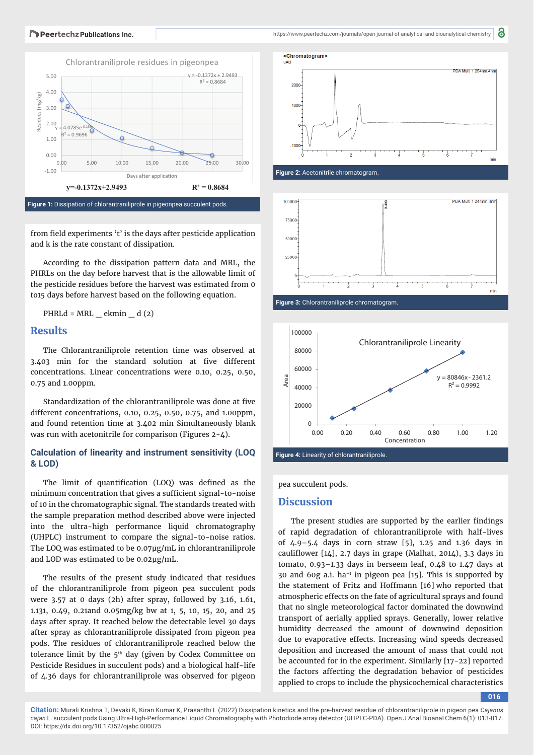y=-0.1372x+2.9493 $R^2$ = 0.8684

Figure 1: Dissipation of chlorantraniliprole in pigeonpea succulent pods.

from field experiments 't' is the days after pesticide application and k is the rate constant of dissipation.

According to the dissipation pattern data and MRL, the PHRLs on the day before harvest that is the allowable limit of the pesticide residues before the harvest was estimated from 0 to15 days before harvest based on the following equation.

PHRLd = MRL _ ekmin _ d (2)

## Results

The Chlorantraniliprole retention time was observed at 3.403 min for the standard solution at five different concentrations. Linear concentrations were 0.10, 0.25, 0.50, 0.75 and 1.00ppm.

Standardization of the chlorantraniliprole was done at five different concentrations, 0.10, 0.25, 0.50, 0.75, and 1.00ppm, and found retention time at 3.402 min Simultaneously blank was run with acetonitrile for comparison (Figures 2-4).

### Calculation of linearity and instrument sensitivity (LOQ & LOD)

The limit of quantification (LOQ) was defined as the minimum concentration that gives a sufficient signal-to-noise of 10 in the chromatographic signal. The standards treated with the sample preparation method described above were injected into the ultra-high performance liquid chromatography (UHPLC) instrument to compare the signal-to-noise ratios. The LOQ was estimated to be 0.07µg/mL in chlorantraniliprole and LOD was estimated to be 0.02µg/mL.

The results of the present study indicated that residues of the chlorantraniliprole from pigeon pea succulent pods were 3.57 at 0 days (2h) after spray, followed by 3.16, 1.61, 1.131, 0.49, 0.21and 0.05mg/kg bw at 1, 5, 10, 15, 20, and 25 days after spray. It reached below the detectable level 30 days after spray as chlorantraniliprole dissipated from pigeon pea pods. The residues of chlorantraniliprole reached below the tolerance limit by the 5th day (given by Codex Committee on Pesticide Residues in succulent pods) and a biological half-life of 4.36 days for chlorantraniliprole was observed for pigeon pea succulent pods.

Figure 2: Acetonitrile chromatogram.

Figure 3: Chlorantraniliprole chromatogram.

Figure 4: Linearity of chlorantraniliprole.

## Discussion

The present studies are supported by the earlier findings of rapid degradation of chlorantraniliprole with half-lives of 4.9–5.4 days in corn straw [5], 1.25 and 1.36 days in cauliflower [14], 2.7 days in grape (Malhat, 2014), 3.3 days in tomato, 0.93–1.33 days in berseem leaf, 0.48 to 1.47 days at 30 and 60g a.i. ha$^{-1}$ in pigeon pea [15]. This is supported by the statement of Fritz and Hoffmann [16] who reported that atmospheric effects on the fate of agricultural sprays and found that no single meteorological factor dominated the downwind transport of aerially applied sprays. Generally, lower relative humidity decreased the amount of downwind deposition due to evaporative effects. Increasing wind speeds decreased deposition and increased the amount of mass that could not be accounted for in the experiment. Similarly [17-22] reported the factors affecting the degradation behavior of pesticides applied to crops to include the physicochemical characteristics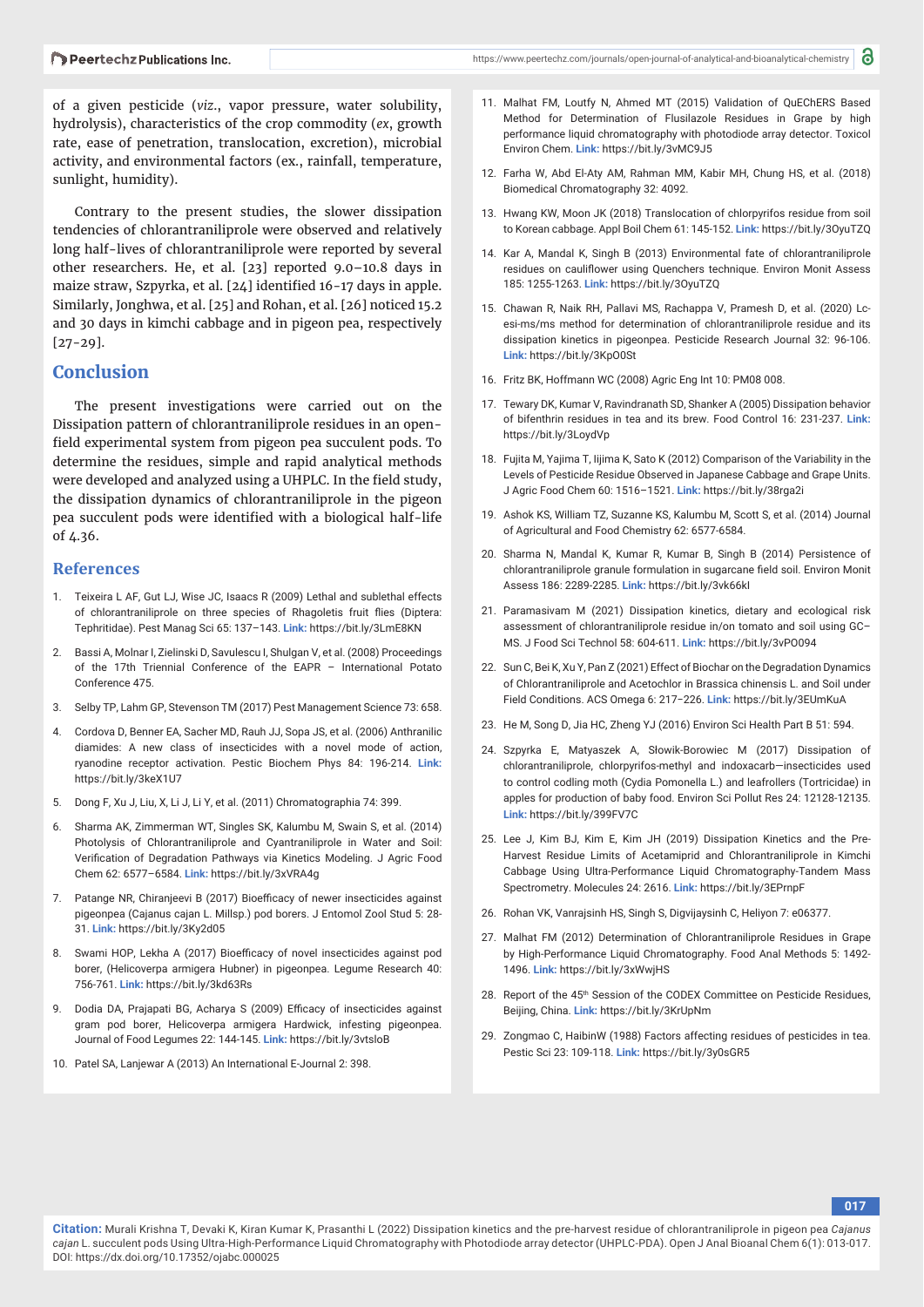of a given pesticide (*viz*., vapor pressure, water solubility, hydrolysis), characteristics of the crop commodity (*ex*, growth rate, ease of penetration, translocation, excretion), microbial activity, and environmental factors (ex., rainfall, temperature, sunlight, humidity).

Contrary to the present studies, the slower dissipation tendencies of chlorantraniliprole were observed and relatively long half-lives of chlorantraniliprole were reported by several other researchers. He, et al. [23] reported 9.0–10.8 days in maize straw, Szpyrka, et al. [24] identified 16-17 days in apple. Similarly, Jonghwa, et al. [25] and Rohan, et al. [26] noticed 15.2 and 30 days in kimchi cabbage and in pigeon pea, respectively [27-29].

## Conclusion

The present investigations were carried out on the Dissipation pattern of chlorantraniliprole residues in an open-field experimental system from pigeon pea succulent pods. To determine the residues, simple and rapid analytical methods were developed and analyzed using a UHPLC. In the field study, the dissipation dynamics of chlorantraniliprole in the pigeon pea succulent pods were identified with a biological half-life of 4.36.

## References

1. Teixeira L AF, Gut LJ, Wise JC, Isaacs R (2009) Lethal and sublethal effects of chlorantraniliprole on three species of Rhagoletis fruit flies (Diptera: Tephritidae). Pest Manag Sci 65: 137–143. **Link:** https://bit.ly/3LmE8KN
2. Bassi A, Molnar I, Zielinski D, Savulescu I, Shulgan V, et al. (2008) Proceedings of the 17th Triennial Conference of the EAPR – International Potato Conference 475.
3. Selby TP, Lahm GP, Stevenson TM (2017) Pest Management Science 73: 658.
4. Cordova D, Benner EA, Sacher MD, Rauh JJ, Sopa JS, et al. (2006) Anthranilic diamides: A new class of insecticides with a novel mode of action, ryanodine receptor activation. Pestic Biochem Phys 84: 196-214. **Link:** https://bit.ly/3keX1U7
5. Dong F, Xu J, Liu, X, Li J, Li Y, et al. (2011) Chromatographia 74: 399.
6. Sharma AK, Zimmerman WT, Singles SK, Kalumbu M, Swain S, et al. (2014) Photolysis of Chlorantraniliprole and Cyantraniliprole in Water and Soil: Verification of Degradation Pathways via Kinetics Modeling. J Agric Food Chem 62: 6577–6584. **Link:** https://bit.ly/3xVRA4g
7. Patange NR, Chiranjeevi B (2017) Bioefficacy of newer insecticides against pigeonpea (Cajanus cajan L. Millsp.) pod borers. J Entomol Zool Stud 5: 28-31. **Link:** https://bit.ly/3Ky2d05
8. Swami HOP, Lekha A (2017) Bioefficacy of novel insecticides against pod borer, (Helicoverpa armigera Hubner) in pigeonpea. Legume Research 40: 756-761. **Link:** https://bit.ly/3kd63Rs
9. Dodia DA, Prajapati BG, Acharya S (2009) Efficacy of insecticides against gram pod borer, Helicoverpa armigera Hardwick, infesting pigeonpea. Journal of Food Legumes 22: 144-145. **Link:** https://bit.ly/3vtsloB
10. Patel SA, Lanjewar A (2013) An International E-Journal 2: 398.
11. Malhat FM, Loutfy N, Ahmed MT (2015) Validation of QuEChERS Based Method for Determination of Flusilazole Residues in Grape by high performance liquid chromatography with photodiode array detector. Toxicol Environ Chem. **Link:** https://bit.ly/3vMC9J5
12. Farha W, Abd El-Aty AM, Rahman MM, Kabir MH, Chung HS, et al. (2018) Biomedical Chromatography 32: 4092.
13. Hwang KW, Moon JK (2018) Translocation of chlorpyrifos residue from soil to Korean cabbage. Appl Boil Chem 61: 145-152. **Link:** https://bit.ly/3OyuTZQ
14. Kar A, Mandal K, Singh B (2013) Environmental fate of chlorantraniliprole residues on cauliflower using Quenchers technique. Environ Monit Assess 185: 1255-1263. **Link:** https://bit.ly/3OyuTZQ
15. Chawan R, Naik RH, Pallavi MS, Rachappa V, Pramesh D, et al. (2020) Lc-esi-ms/ms method for determination of chlorantraniliprole residue and its dissipation kinetics in pigeonpea. Pesticide Research Journal 32: 96-106. **Link:** https://bit.ly/3KpO0St
16. Fritz BK, Hoffmann WC (2008) Agric Eng Int 10: PM08 008.
17. Tewary DK, Kumar V, Ravindranath SD, Shanker A (2005) Dissipation behavior of bifenthrin residues in tea and its brew. Food Control 16: 231-237. **Link:** https://bit.ly/3LoydVp
18. Fujita M, Yajima T, Iijima K, Sato K (2012) Comparison of the Variability in the Levels of Pesticide Residue Observed in Japanese Cabbage and Grape Units. J Agric Food Chem 60: 1516–1521. **Link:** https://bit.ly/38rga2i
19. Ashok KS, William TZ, Suzanne KS, Kalumbu M, Scott S, et al. (2014) Journal of Agricultural and Food Chemistry 62: 6577-6584.
20. Sharma N, Mandal K, Kumar R, Kumar B, Singh B (2014) Persistence of chlorantraniliprole granule formulation in sugarcane field soil. Environ Monit Assess 186: 2289-2285. **Link:** https://bit.ly/3vk66kl
21. Paramasivam M (2021) Dissipation kinetics, dietary and ecological risk assessment of chlorantraniliprole residue in/on tomato and soil using GC–MS. J Food Sci Technol 58: 604-611. **Link:** https://bit.ly/3vPO094
22. Sun C, Bei K, Xu Y, Pan Z (2021) Effect of Biochar on the Degradation Dynamics of Chlorantraniliprole and Acetochlor in Brassica chinensis L. and Soil under Field Conditions. ACS Omega 6: 217–226. **Link:** https://bit.ly/3EUmKuA
23. He M, Song D, Jia HC, Zheng YJ (2016) Environ Sci Health Part B 51: 594.
24. Szpyrka E, Matyaszek A, Słowik-Borowiec M (2017) Dissipation of chlorantraniliprole, chlorpyrifos-methyl and indoxacarb—insecticides used to control codling moth (Cydia Pomonella L.) and leafrollers (Tortricidae) in apples for production of baby food. Environ Sci Pollut Res 24: 12128-12135. **Link:** https://bit.ly/399FV7C
25. Lee J, Kim BJ, Kim E, Kim JH (2019) Dissipation Kinetics and the Pre-Harvest Residue Limits of Acetamiprid and Chlorantraniliprole in Kimchi Cabbage Using Ultra-Performance Liquid Chromatography-Tandem Mass Spectrometry. Molecules 24: 2616. **Link:** https://bit.ly/3EPrnpF
26. Rohan VK, Vanrajsinh HS, Singh S, Digvijaysinh C, Heliyon 7: e06377.
27. Malhat FM (2012) Determination of Chlorantraniliprole Residues in Grape by High-Performance Liquid Chromatography. Food Anal Methods 5: 1492-1496. **Link:** https://bit.ly/3xWwjHS
28. Report of the 45th Session of the CODEX Committee on Pesticide Residues, Beijing, China. **Link:** https://bit.ly/3KrUpNm
29. Zongmao C, HaibinW (1988) Factors affecting residues of pesticides in tea. Pestic Sci 23: 109-118. **Link:** https://bit.ly/3y0sGR5